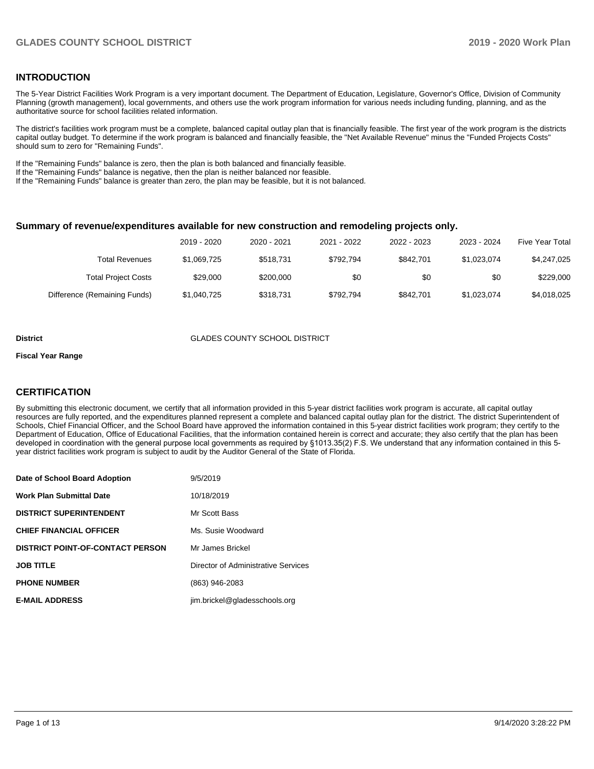## INTRODUCTION

The 5-Year District Facilities Work Program is a very important document. The Department of Education, Legislature, Governor's Office, Division of Community Planning (growth management), local governments, and others use the work program information for various needs including funding, planning, and as the authoritative source for school facilities related information.

The district's facilities work program must be a complete, balanced capital outlay plan that is financially feasible. The first year of the work program is the districts capital outlay budget. To determine if the work program is balanced and financially feasible, the "Net Available Revenue" minus the "Funded Projects Costs" should sum to zero for "Remaining Funds".

If the "Remaining Funds" balance is zero, then the plan is both balanced and financially feasible.
If the "Remaining Funds" balance is negative, then the plan is neither balanced nor feasible.
If the "Remaining Funds" balance is greater than zero, the plan may be feasible, but it is not balanced.

### Summary of revenue/expenditures available for new construction and remodeling projects only.

| | 2019 - 2020 | 2020 - 2021 | 2021 - 2022 | 2022 - 2023 | 2023 - 2024 | Five Year Total |
|---|---|---|---|---|---|---|
| Total Revenues | $1,069,725 | $518,731 | $792,794 | $842,701 | $1,023,074 | $4,247,025 |
| Total Project Costs | $29,000 | $200,000 | $0 | $0 | $0 | $229,000 |
| Difference (Remaining Funds) | $1,040,725 | $318,731 | $792,794 | $842,701 | $1,023,074 | $4,018,025 |

**District** GLADES COUNTY SCHOOL DISTRICT

**Fiscal Year Range**

## CERTIFICATION

By submitting this electronic document, we certify that all information provided in this 5-year district facilities work program is accurate, all capital outlay resources are fully reported, and the expenditures planned represent a complete and balanced capital outlay plan for the district. The district Superintendent of Schools, Chief Financial Officer, and the School Board have approved the information contained in this 5-year district facilities work program; they certify to the Department of Education, Office of Educational Facilities, that the information contained herein is correct and accurate; they also certify that the plan has been developed in coordination with the general purpose local governments as required by §1013.35(2) F.S. We understand that any information contained in this 5-year district facilities work program is subject to audit by the Auditor General of the State of Florida.

| | |
|---|---|
| **Date of School Board Adoption** | 9/5/2019 |
| **Work Plan Submittal Date** | 10/18/2019 |
| **DISTRICT SUPERINTENDENT** | Mr Scott Bass |
| **CHIEF FINANCIAL OFFICER** | Ms. Susie Woodward |
| **DISTRICT POINT-OF-CONTACT PERSON** | Mr James Brickel |
| **JOB TITLE** | Director of Administrative Services |
| **PHONE NUMBER** | (863) 946-2083 |
| **E-MAIL ADDRESS** | jim.brickel@gladesschools.org |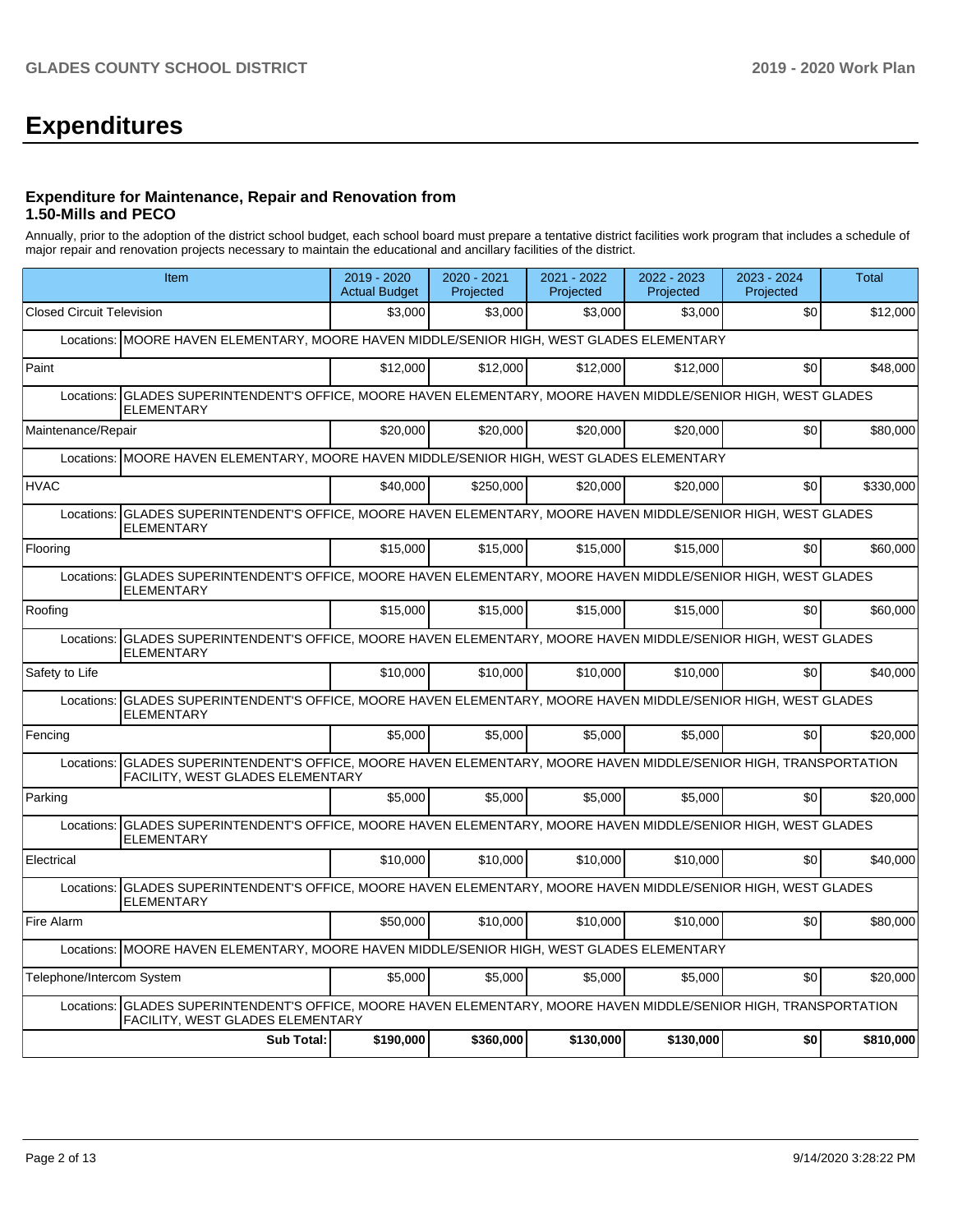# Expenditures

### Expenditure for Maintenance, Repair and Renovation from 1.50-Mills and PECO

Annually, prior to the adoption of the district school budget, each school board must prepare a tentative district facilities work program that includes a schedule of major repair and renovation projects necessary to maintain the educational and ancillary facilities of the district.

| Item | 2019 - 2020 Actual Budget | 2020 - 2021 Projected | 2021 - 2022 Projected | 2022 - 2023 Projected | 2023 - 2024 Projected | Total |
|---|---|---|---|---|---|---|
| Closed Circuit Television | $3,000 | $3,000 | $3,000 | $3,000 | $0 | $12,000 |
| Locations: MOORE HAVEN ELEMENTARY, MOORE HAVEN MIDDLE/SENIOR HIGH, WEST GLADES ELEMENTARY | | | | | | |
| Paint | $12,000 | $12,000 | $12,000 | $12,000 | $0 | $48,000 |
| Locations: GLADES SUPERINTENDENT'S OFFICE, MOORE HAVEN ELEMENTARY, MOORE HAVEN MIDDLE/SENIOR HIGH, WEST GLADES ELEMENTARY | | | | | | |
| Maintenance/Repair | $20,000 | $20,000 | $20,000 | $20,000 | $0 | $80,000 |
| Locations: MOORE HAVEN ELEMENTARY, MOORE HAVEN MIDDLE/SENIOR HIGH, WEST GLADES ELEMENTARY | | | | | | |
| HVAC | $40,000 | $250,000 | $20,000 | $20,000 | $0 | $330,000 |
| Locations: GLADES SUPERINTENDENT'S OFFICE, MOORE HAVEN ELEMENTARY, MOORE HAVEN MIDDLE/SENIOR HIGH, WEST GLADES ELEMENTARY | | | | | | |
| Flooring | $15,000 | $15,000 | $15,000 | $15,000 | $0 | $60,000 |
| Locations: GLADES SUPERINTENDENT'S OFFICE, MOORE HAVEN ELEMENTARY, MOORE HAVEN MIDDLE/SENIOR HIGH, WEST GLADES ELEMENTARY | | | | | | |
| Roofing | $15,000 | $15,000 | $15,000 | $15,000 | $0 | $60,000 |
| Locations: GLADES SUPERINTENDENT'S OFFICE, MOORE HAVEN ELEMENTARY, MOORE HAVEN MIDDLE/SENIOR HIGH, WEST GLADES ELEMENTARY | | | | | | |
| Safety to Life | $10,000 | $10,000 | $10,000 | $10,000 | $0 | $40,000 |
| Locations: GLADES SUPERINTENDENT'S OFFICE, MOORE HAVEN ELEMENTARY, MOORE HAVEN MIDDLE/SENIOR HIGH, WEST GLADES ELEMENTARY | | | | | | |
| Fencing | $5,000 | $5,000 | $5,000 | $5,000 | $0 | $20,000 |
| Locations: GLADES SUPERINTENDENT'S OFFICE, MOORE HAVEN ELEMENTARY, MOORE HAVEN MIDDLE/SENIOR HIGH, TRANSPORTATION FACILITY, WEST GLADES ELEMENTARY | | | | | | |
| Parking | $5,000 | $5,000 | $5,000 | $5,000 | $0 | $20,000 |
| Locations: GLADES SUPERINTENDENT'S OFFICE, MOORE HAVEN ELEMENTARY, MOORE HAVEN MIDDLE/SENIOR HIGH, WEST GLADES ELEMENTARY | | | | | | |
| Electrical | $10,000 | $10,000 | $10,000 | $10,000 | $0 | $40,000 |
| Locations: GLADES SUPERINTENDENT'S OFFICE, MOORE HAVEN ELEMENTARY, MOORE HAVEN MIDDLE/SENIOR HIGH, WEST GLADES ELEMENTARY | | | | | | |
| Fire Alarm | $50,000 | $10,000 | $10,000 | $10,000 | $0 | $80,000 |
| Locations: MOORE HAVEN ELEMENTARY, MOORE HAVEN MIDDLE/SENIOR HIGH, WEST GLADES ELEMENTARY | | | | | | |
| Telephone/Intercom System | $5,000 | $5,000 | $5,000 | $5,000 | $0 | $20,000 |
| Locations: GLADES SUPERINTENDENT'S OFFICE, MOORE HAVEN ELEMENTARY, MOORE HAVEN MIDDLE/SENIOR HIGH, TRANSPORTATION FACILITY, WEST GLADES ELEMENTARY | | | | | | |
| **Sub Total:** | **$190,000** | **$360,000** | **$130,000** | **$130,000** | **$0** | **$810,000** |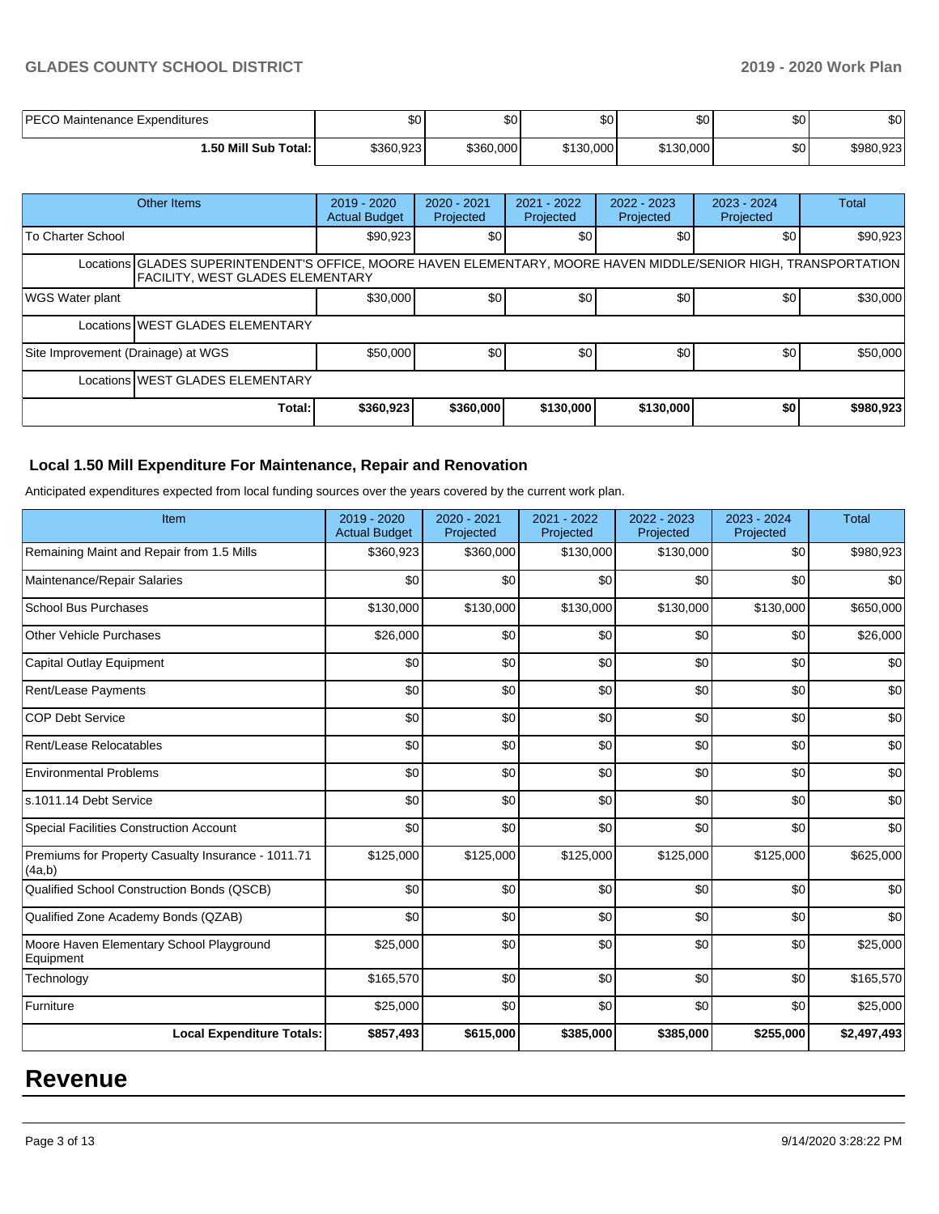| | | | | | | |
|---|---|---|---|---|---|---|
| PECO Maintenance Expenditures | $0 | $0 | $0 | $0 | $0 | $0 |
| **1.50 Mill Sub Total:** | $360,923 | $360,000 | $130,000 | $130,000 | $0 | $980,923 |

| Other Items | 2019 - 2020 Actual Budget | 2020 - 2021 Projected | 2021 - 2022 Projected | 2022 - 2023 Projected | 2023 - 2024 Projected | Total |
|---|---|---|---|---|---|---|
| To Charter School | $90,923 | $0 | $0 | $0 | $0 | $90,923 |
| Locations GLADES SUPERINTENDENT'S OFFICE, MOORE HAVEN ELEMENTARY, MOORE HAVEN MIDDLE/SENIOR HIGH, TRANSPORTATION FACILITY, WEST GLADES ELEMENTARY | | | | | | |
| WGS Water plant | $30,000 | $0 | $0 | $0 | $0 | $30,000 |
| Locations WEST GLADES ELEMENTARY | | | | | | |
| Site Improvement (Drainage) at WGS | $50,000 | $0 | $0 | $0 | $0 | $50,000 |
| Locations WEST GLADES ELEMENTARY | | | | | | |
| **Total:** | **$360,923** | **$360,000** | **$130,000** | **$130,000** | **$0** | **$980,923** |

### Local 1.50 Mill Expenditure For Maintenance, Repair and Renovation

Anticipated expenditures expected from local funding sources over the years covered by the current work plan.

| Item | 2019 - 2020 Actual Budget | 2020 - 2021 Projected | 2021 - 2022 Projected | 2022 - 2023 Projected | 2023 - 2024 Projected | Total |
|---|---|---|---|---|---|---|
| Remaining Maint and Repair from 1.5 Mills | $360,923 | $360,000 | $130,000 | $130,000 | $0 | $980,923 |
| Maintenance/Repair Salaries | $0 | $0 | $0 | $0 | $0 | $0 |
| School Bus Purchases | $130,000 | $130,000 | $130,000 | $130,000 | $130,000 | $650,000 |
| Other Vehicle Purchases | $26,000 | $0 | $0 | $0 | $0 | $26,000 |
| Capital Outlay Equipment | $0 | $0 | $0 | $0 | $0 | $0 |
| Rent/Lease Payments | $0 | $0 | $0 | $0 | $0 | $0 |
| COP Debt Service | $0 | $0 | $0 | $0 | $0 | $0 |
| Rent/Lease Relocatables | $0 | $0 | $0 | $0 | $0 | $0 |
| Environmental Problems | $0 | $0 | $0 | $0 | $0 | $0 |
| s.1011.14 Debt Service | $0 | $0 | $0 | $0 | $0 | $0 |
| Special Facilities Construction Account | $0 | $0 | $0 | $0 | $0 | $0 |
| Premiums for Property Casualty Insurance - 1011.71 (4a,b) | $125,000 | $125,000 | $125,000 | $125,000 | $125,000 | $625,000 |
| Qualified School Construction Bonds (QSCB) | $0 | $0 | $0 | $0 | $0 | $0 |
| Qualified Zone Academy Bonds (QZAB) | $0 | $0 | $0 | $0 | $0 | $0 |
| Moore Haven Elementary School Playground Equipment | $25,000 | $0 | $0 | $0 | $0 | $25,000 |
| Technology | $165,570 | $0 | $0 | $0 | $0 | $165,570 |
| Furniture | $25,000 | $0 | $0 | $0 | $0 | $25,000 |
| **Local Expenditure Totals:** | **$857,493** | **$615,000** | **$385,000** | **$385,000** | **$255,000** | **$2,497,493** |

# Revenue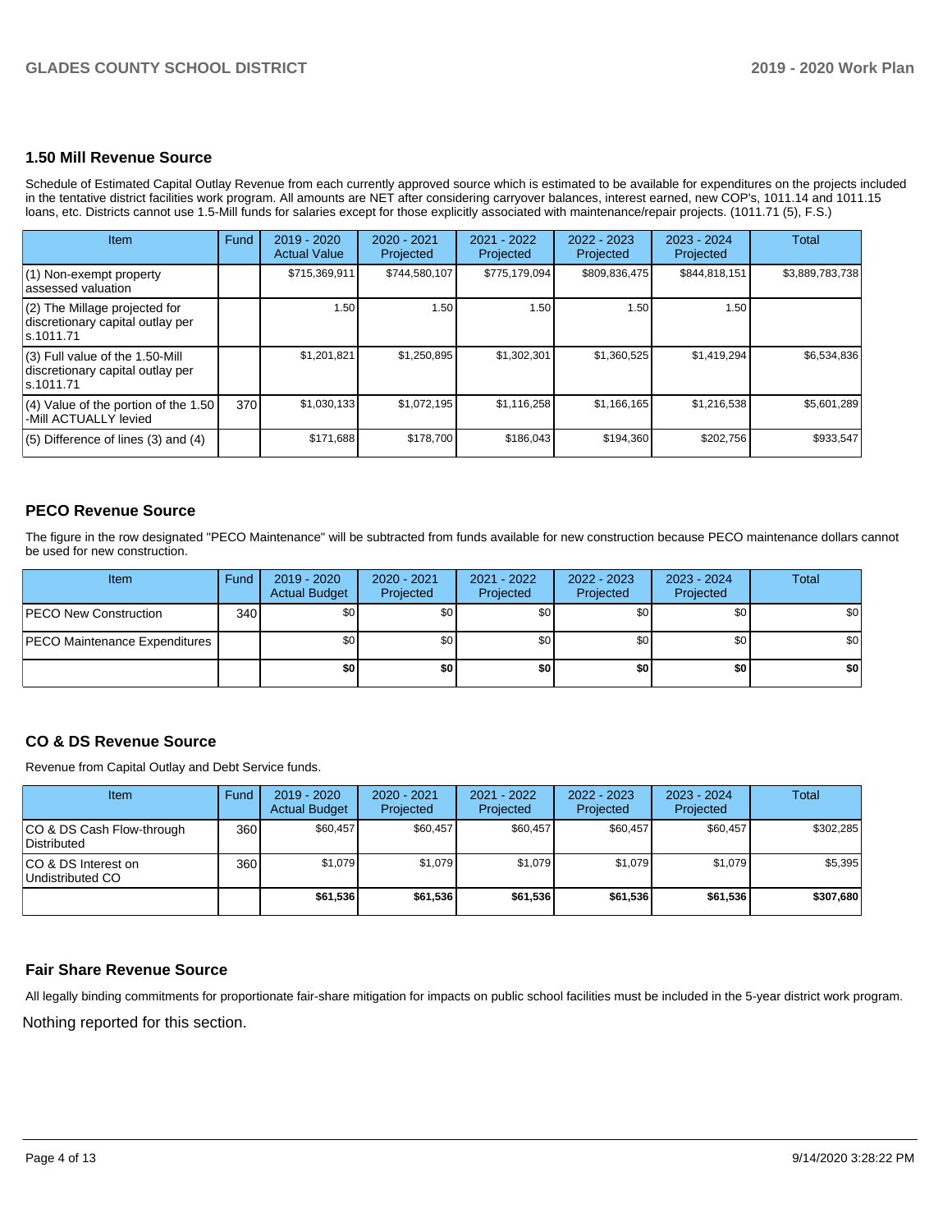## 1.50 Mill Revenue Source

Schedule of Estimated Capital Outlay Revenue from each currently approved source which is estimated to be available for expenditures on the projects included in the tentative district facilities work program. All amounts are NET after considering carryover balances, interest earned, new COP's, 1011.14 and 1011.15 loans, etc. Districts cannot use 1.5-Mill funds for salaries except for those explicitly associated with maintenance/repair projects. (1011.71 (5), F.S.)

| Item | Fund | 2019 - 2020 Actual Value | 2020 - 2021 Projected | 2021 - 2022 Projected | 2022 - 2023 Projected | 2023 - 2024 Projected | Total |
|---|---|---|---|---|---|---|---|
| (1) Non-exempt property assessed valuation | | $715,369,911 | $744,580,107 | $775,179,094 | $809,836,475 | $844,818,151 | $3,889,783,738 |
| (2) The Millage projected for discretionary capital outlay per s.1011.71 | | 1.50 | 1.50 | 1.50 | 1.50 | 1.50 | |
| (3) Full value of the 1.50-Mill discretionary capital outlay per s.1011.71 | | $1,201,821 | $1,250,895 | $1,302,301 | $1,360,525 | $1,419,294 | $6,534,836 |
| (4) Value of the portion of the 1.50 -Mill ACTUALLY levied | 370 | $1,030,133 | $1,072,195 | $1,116,258 | $1,166,165 | $1,216,538 | $5,601,289 |
| (5) Difference of lines (3) and (4) | | $171,688 | $178,700 | $186,043 | $194,360 | $202,756 | $933,547 |

## PECO Revenue Source

The figure in the row designated "PECO Maintenance" will be subtracted from funds available for new construction because PECO maintenance dollars cannot be used for new construction.

| Item | Fund | 2019 - 2020 Actual Budget | 2020 - 2021 Projected | 2021 - 2022 Projected | 2022 - 2023 Projected | 2023 - 2024 Projected | Total |
|---|---|---|---|---|---|---|---|
| PECO New Construction | 340 | $0 | $0 | $0 | $0 | $0 | $0 |
| PECO Maintenance Expenditures | | $0 | $0 | $0 | $0 | $0 | $0 |
| | | **$0** | **$0** | **$0** | **$0** | **$0** | **$0** |

## CO & DS Revenue Source

Revenue from Capital Outlay and Debt Service funds.

| Item | Fund | 2019 - 2020 Actual Budget | 2020 - 2021 Projected | 2021 - 2022 Projected | 2022 - 2023 Projected | 2023 - 2024 Projected | Total |
|---|---|---|---|---|---|---|---|
| CO & DS Cash Flow-through Distributed | 360 | $60,457 | $60,457 | $60,457 | $60,457 | $60,457 | $302,285 |
| CO & DS Interest on Undistributed CO | 360 | $1,079 | $1,079 | $1,079 | $1,079 | $1,079 | $5,395 |
| | | **$61,536** | **$61,536** | **$61,536** | **$61,536** | **$61,536** | **$307,680** |

## Fair Share Revenue Source

All legally binding commitments for proportionate fair-share mitigation for impacts on public school facilities must be included in the 5-year district work program.

Nothing reported for this section.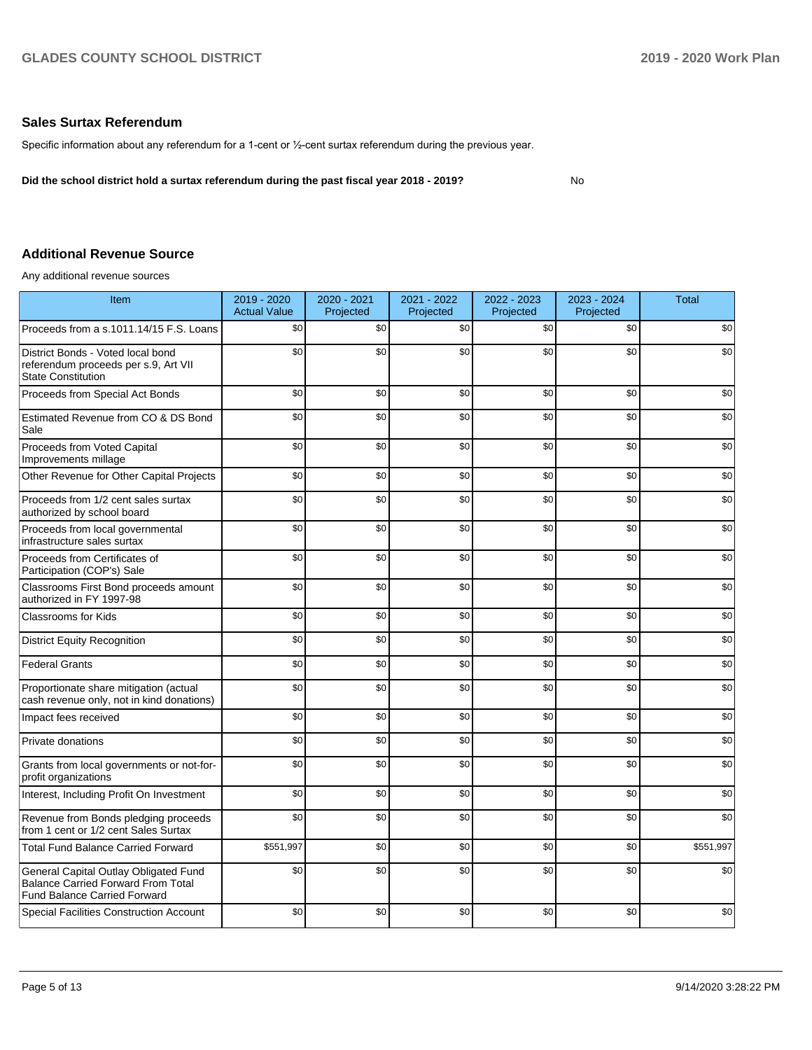## Sales Surtax Referendum

Specific information about any referendum for a 1-cent or ½-cent surtax referendum during the previous year.

**Did the school district hold a surtax referendum during the past fiscal year 2018 - 2019?** No

## Additional Revenue Source

Any additional revenue sources

| Item | 2019 - 2020 Actual Value | 2020 - 2021 Projected | 2021 - 2022 Projected | 2022 - 2023 Projected | 2023 - 2024 Projected | Total |
|---|---|---|---|---|---|---|
| Proceeds from a s.1011.14/15 F.S. Loans | $0 | $0 | $0 | $0 | $0 | $0 |
| District Bonds - Voted local bond referendum proceeds per s.9, Art VII State Constitution | $0 | $0 | $0 | $0 | $0 | $0 |
| Proceeds from Special Act Bonds | $0 | $0 | $0 | $0 | $0 | $0 |
| Estimated Revenue from CO & DS Bond Sale | $0 | $0 | $0 | $0 | $0 | $0 |
| Proceeds from Voted Capital Improvements millage | $0 | $0 | $0 | $0 | $0 | $0 |
| Other Revenue for Other Capital Projects | $0 | $0 | $0 | $0 | $0 | $0 |
| Proceeds from 1/2 cent sales surtax authorized by school board | $0 | $0 | $0 | $0 | $0 | $0 |
| Proceeds from local governmental infrastructure sales surtax | $0 | $0 | $0 | $0 | $0 | $0 |
| Proceeds from Certificates of Participation (COP's) Sale | $0 | $0 | $0 | $0 | $0 | $0 |
| Classrooms First Bond proceeds amount authorized in FY 1997-98 | $0 | $0 | $0 | $0 | $0 | $0 |
| Classrooms for Kids | $0 | $0 | $0 | $0 | $0 | $0 |
| District Equity Recognition | $0 | $0 | $0 | $0 | $0 | $0 |
| Federal Grants | $0 | $0 | $0 | $0 | $0 | $0 |
| Proportionate share mitigation (actual cash revenue only, not in kind donations) | $0 | $0 | $0 | $0 | $0 | $0 |
| Impact fees received | $0 | $0 | $0 | $0 | $0 | $0 |
| Private donations | $0 | $0 | $0 | $0 | $0 | $0 |
| Grants from local governments or not-for-profit organizations | $0 | $0 | $0 | $0 | $0 | $0 |
| Interest, Including Profit On Investment | $0 | $0 | $0 | $0 | $0 | $0 |
| Revenue from Bonds pledging proceeds from 1 cent or 1/2 cent Sales Surtax | $0 | $0 | $0 | $0 | $0 | $0 |
| Total Fund Balance Carried Forward | $551,997 | $0 | $0 | $0 | $0 | $551,997 |
| General Capital Outlay Obligated Fund Balance Carried Forward From Total Fund Balance Carried Forward | $0 | $0 | $0 | $0 | $0 | $0 |
| Special Facilities Construction Account | $0 | $0 | $0 | $0 | $0 | $0 |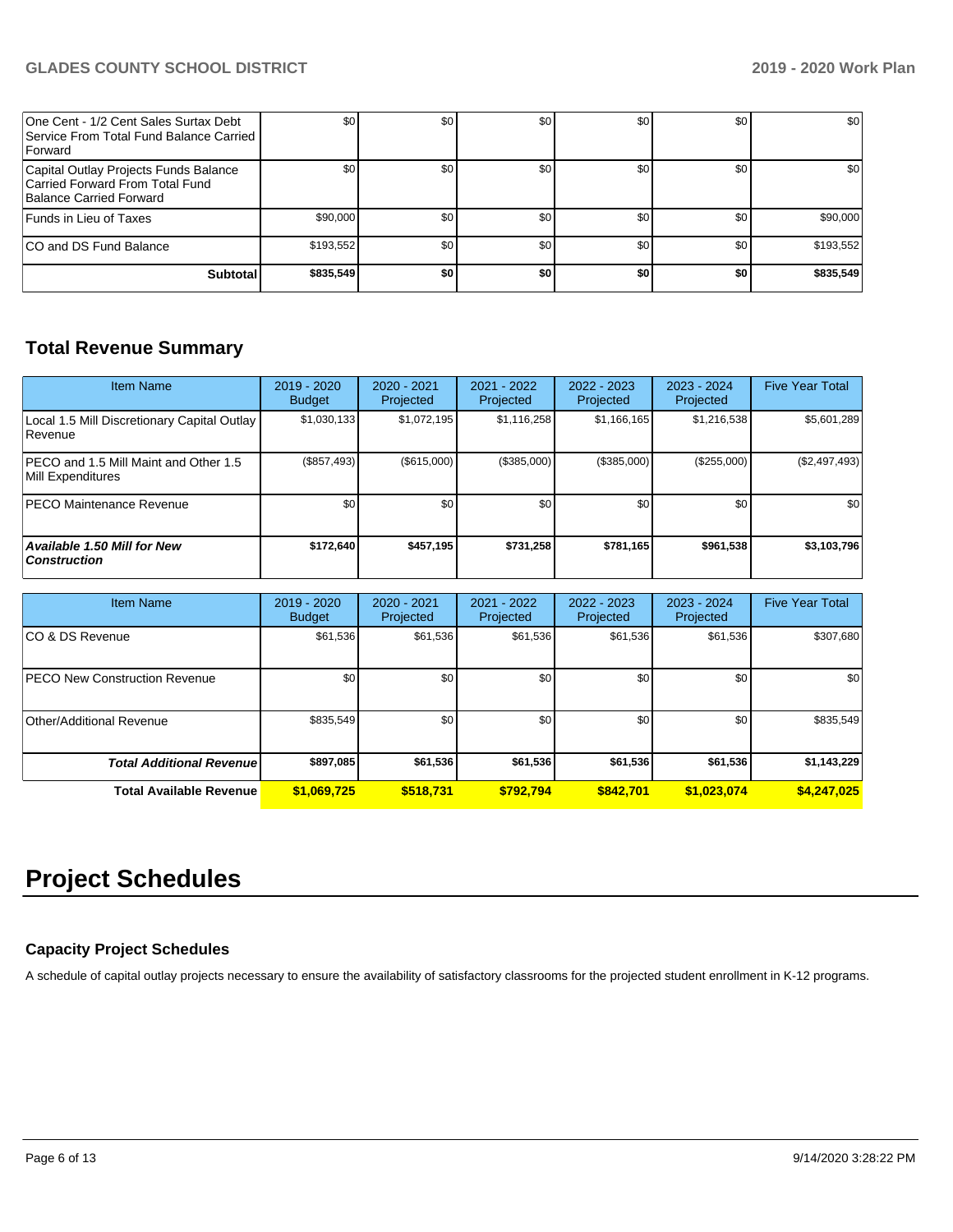| | | | | | | |
|---|---|---|---|---|---|---|
| One Cent - 1/2 Cent Sales Surtax Debt Service From Total Fund Balance Carried Forward | $0 | $0 | $0 | $0 | $0 | $0 |
| Capital Outlay Projects Funds Balance Carried Forward From Total Fund Balance Carried Forward | $0 | $0 | $0 | $0 | $0 | $0 |
| Funds in Lieu of Taxes | $90,000 | $0 | $0 | $0 | $0 | $90,000 |
| CO and DS Fund Balance | $193,552 | $0 | $0 | $0 | $0 | $193,552 |
| **Subtotal** | **$835,549** | **$0** | **$0** | **$0** | **$0** | **$835,549** |

## Total Revenue Summary

| Item Name | 2019 - 2020 Budget | 2020 - 2021 Projected | 2021 - 2022 Projected | 2022 - 2023 Projected | 2023 - 2024 Projected | Five Year Total |
|---|---|---|---|---|---|---|
| Local 1.5 Mill Discretionary Capital Outlay Revenue | $1,030,133 | $1,072,195 | $1,116,258 | $1,166,165 | $1,216,538 | $5,601,289 |
| PECO and 1.5 Mill Maint and Other 1.5 Mill Expenditures | ($857,493) | ($615,000) | ($385,000) | ($385,000) | ($255,000) | ($2,497,493) |
| PECO Maintenance Revenue | $0 | $0 | $0 | $0 | $0 | $0 |
| ***Available 1.50 Mill for New Construction*** | **$172,640** | **$457,195** | **$731,258** | **$781,165** | **$961,538** | **$3,103,796** |

| Item Name | 2019 - 2020 Budget | 2020 - 2021 Projected | 2021 - 2022 Projected | 2022 - 2023 Projected | 2023 - 2024 Projected | Five Year Total |
|---|---|---|---|---|---|---|
| CO & DS Revenue | $61,536 | $61,536 | $61,536 | $61,536 | $61,536 | $307,680 |
| PECO New Construction Revenue | $0 | $0 | $0 | $0 | $0 | $0 |
| Other/Additional Revenue | $835,549 | $0 | $0 | $0 | $0 | $835,549 |
| ***Total Additional Revenue*** | **$897,085** | **$61,536** | **$61,536** | **$61,536** | **$61,536** | **$1,143,229** |
| **Total Available Revenue** | **$1,069,725** | **$518,731** | **$792,794** | **$842,701** | **$1,023,074** | **$4,247,025** |

# Project Schedules

### Capacity Project Schedules

A schedule of capital outlay projects necessary to ensure the availability of satisfactory classrooms for the projected student enrollment in K-12 programs.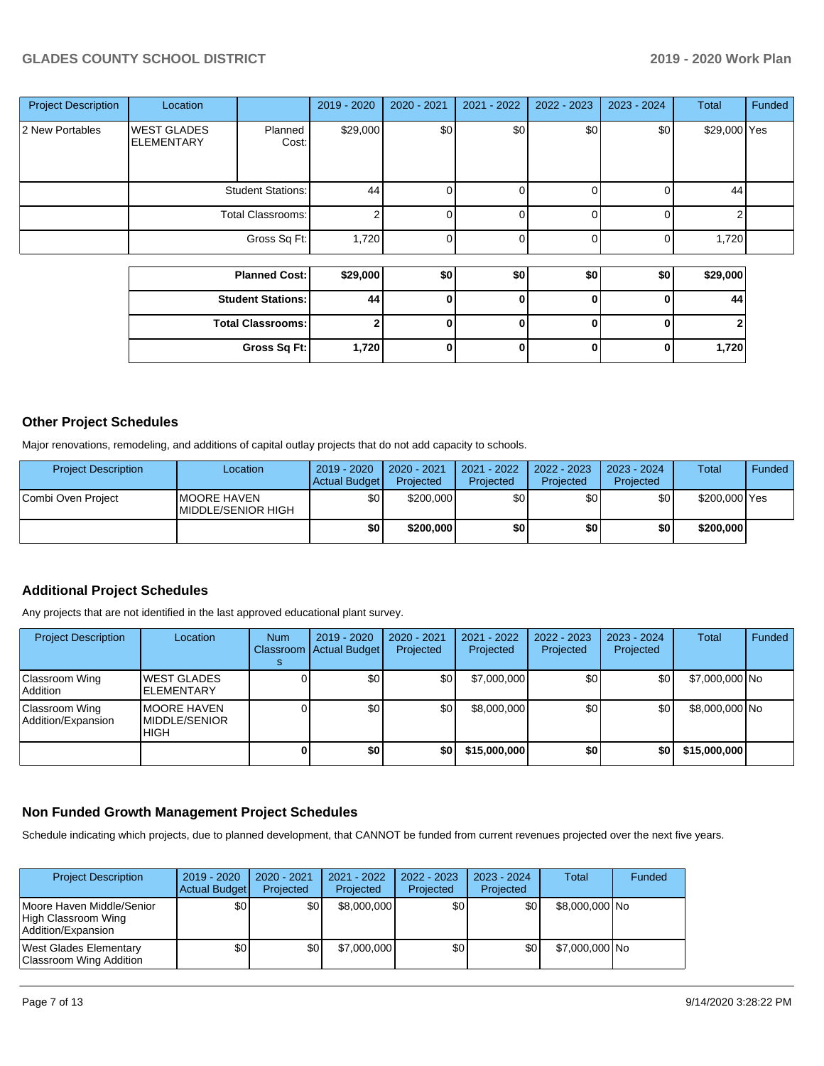| Project Description | Location | | 2019 - 2020 | 2020 - 2021 | 2021 - 2022 | 2022 - 2023 | 2023 - 2024 | Total | Funded |
|---|---|---|---|---|---|---|---|---|---|
| 2 New Portables | WEST GLADES ELEMENTARY | Planned Cost: | $29,000 | $0 | $0 | $0 | $0 | $29,000 | Yes |
| | | Student Stations: | 44 | 0 | 0 | 0 | 0 | 44 | |
| | | Total Classrooms: | 2 | 0 | 0 | 0 | 0 | 2 | |
| | | Gross Sq Ft: | 1,720 | 0 | 0 | 0 | 0 | 1,720 | |

| | 2019 - 2020 | 2020 - 2021 | 2021 - 2022 | 2022 - 2023 | 2023 - 2024 | Total |
|---|---|---|---|---|---|---|
| **Planned Cost:** | **$29,000** | **$0** | **$0** | **$0** | **$0** | **$29,000** |
| **Student Stations:** | **44** | **0** | **0** | **0** | **0** | **44** |
| **Total Classrooms:** | **2** | **0** | **0** | **0** | **0** | **2** |
| **Gross Sq Ft:** | **1,720** | **0** | **0** | **0** | **0** | **1,720** |

## Other Project Schedules

Major renovations, remodeling, and additions of capital outlay projects that do not add capacity to schools.

| Project Description | Location | 2019 - 2020 Actual Budget | 2020 - 2021 Projected | 2021 - 2022 Projected | 2022 - 2023 Projected | 2023 - 2024 Projected | Total | Funded |
|---|---|---|---|---|---|---|---|---|
| Combi Oven Project | MOORE HAVEN MIDDLE/SENIOR HIGH | $0 | $200,000 | $0 | $0 | $0 | $200,000 | Yes |
| | | **$0** | **$200,000** | **$0** | **$0** | **$0** | **$200,000** | |

## Additional Project Schedules

Any projects that are not identified in the last approved educational plant survey.

| Project Description | Location | Num Classrooms | 2019 - 2020 Actual Budget | 2020 - 2021 Projected | 2021 - 2022 Projected | 2022 - 2023 Projected | 2023 - 2024 Projected | Total | Funded |
|---|---|---|---|---|---|---|---|---|---|
| Classroom Wing Addition | WEST GLADES ELEMENTARY | 0 | $0 | $0 | $7,000,000 | $0 | $0 | $7,000,000 | No |
| Classroom Wing Addition/Expansion | MOORE HAVEN MIDDLE/SENIOR HIGH | 0 | $0 | $0 | $8,000,000 | $0 | $0 | $8,000,000 | No |
| | | **0** | **$0** | **$0** | **$15,000,000** | **$0** | **$0** | **$15,000,000** | |

## Non Funded Growth Management Project Schedules

Schedule indicating which projects, due to planned development, that CANNOT be funded from current revenues projected over the next five years.

| Project Description | 2019 - 2020 Actual Budget | 2020 - 2021 Projected | 2021 - 2022 Projected | 2022 - 2023 Projected | 2023 - 2024 Projected | Total | Funded |
|---|---|---|---|---|---|---|---|
| Moore Haven Middle/Senior High Classroom Wing Addition/Expansion | $0 | $0 | $8,000,000 | $0 | $0 | $8,000,000 | No |
| West Glades Elementary Classroom Wing Addition | $0 | $0 | $7,000,000 | $0 | $0 | $7,000,000 | No |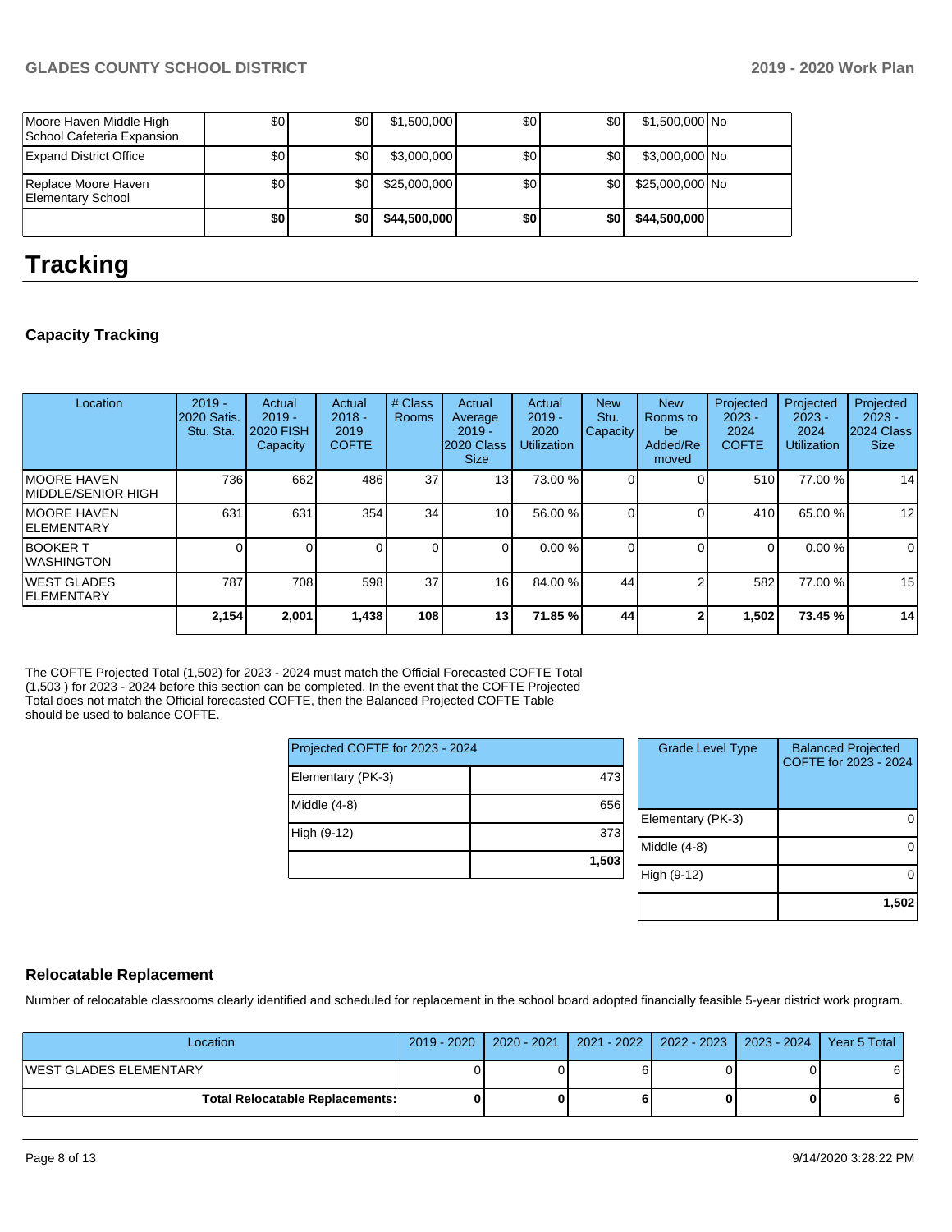| Moore Haven Middle High School Cafeteria Expansion | $0 | $0 | $1,500,000 | $0 | $0 | $1,500,000 | No |
|---|---|---|---|---|---|---|---|
| Expand District Office | $0 | $0 | $3,000,000 | $0 | $0 | $3,000,000 | No |
| Replace Moore Haven Elementary School | $0 | $0 | $25,000,000 | $0 | $0 | $25,000,000 | No |
| | **$0** | **$0** | **$44,500,000** | **$0** | **$0** | **$44,500,000** | |

# Tracking

### Capacity Tracking

| Location | 2019 - 2020 Satis. Stu. Sta. | Actual 2019 - 2020 FISH Capacity | Actual 2018 - 2019 COFTE | # Class Rooms | Actual Average 2019 - 2020 Class Size | Actual 2019 - 2020 Utilization | New Stu. Capacity | New Rooms to be Added/Removed | Projected 2023 - 2024 COFTE | Projected 2023 - 2024 Utilization | Projected 2023 - 2024 Class Size |
|---|---|---|---|---|---|---|---|---|---|---|---|
| MOORE HAVEN MIDDLE/SENIOR HIGH | 736 | 662 | 486 | 37 | 13 | 73.00 % | 0 | 0 | 510 | 77.00 % | 14 |
| MOORE HAVEN ELEMENTARY | 631 | 631 | 354 | 34 | 10 | 56.00 % | 0 | 0 | 410 | 65.00 % | 12 |
| BOOKER T WASHINGTON | 0 | 0 | 0 | 0 | 0 | 0.00 % | 0 | 0 | 0 | 0.00 % | 0 |
| WEST GLADES ELEMENTARY | 787 | 708 | 598 | 37 | 16 | 84.00 % | 44 | 2 | 582 | 77.00 % | 15 |
| | **2,154** | **2,001** | **1,438** | **108** | **13** | **71.85 %** | **44** | **2** | **1,502** | **73.45 %** | **14** |

The COFTE Projected Total (1,502) for 2023 - 2024 must match the Official Forecasted COFTE Total (1,503 ) for 2023 - 2024 before this section can be completed. In the event that the COFTE Projected Total does not match the Official forecasted COFTE, then the Balanced Projected COFTE Table should be used to balance COFTE.

| Projected COFTE for 2023 - 2024 | |
|---|---|
| Elementary (PK-3) | 473 |
| Middle (4-8) | 656 |
| High (9-12) | 373 |
| | **1,503** |

| Grade Level Type | Balanced Projected COFTE for 2023 - 2024 |
|---|---|
| Elementary (PK-3) | 0 |
| Middle (4-8) | 0 |
| High (9-12) | 0 |
| | **1,502** |

### Relocatable Replacement

Number of relocatable classrooms clearly identified and scheduled for replacement in the school board adopted financially feasible 5-year district work program.

| Location | 2019 - 2020 | 2020 - 2021 | 2021 - 2022 | 2022 - 2023 | 2023 - 2024 | Year 5 Total |
|---|---|---|---|---|---|---|
| WEST GLADES ELEMENTARY | 0 | 0 | 6 | 0 | 0 | 6 |
| **Total Relocatable Replacements:** | **0** | **0** | **6** | **0** | **0** | **6** |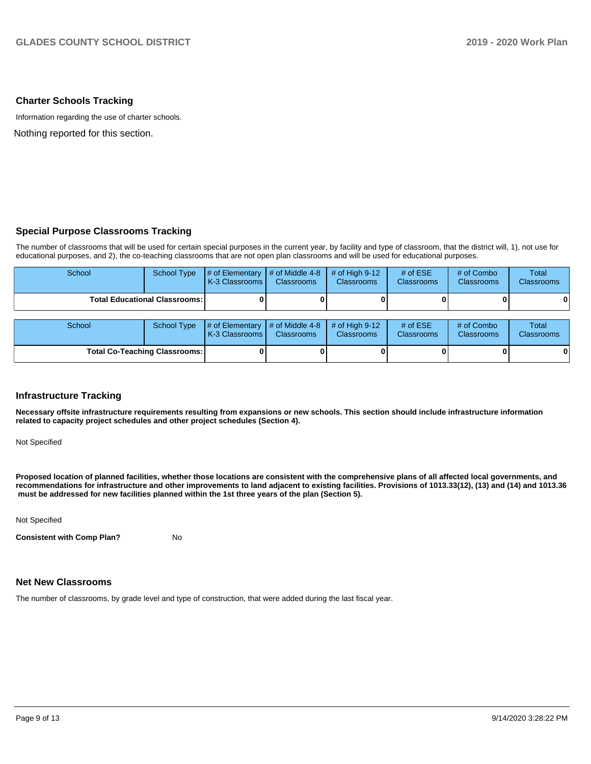## Charter Schools Tracking

Information regarding the use of charter schools.

Nothing reported for this section.

## Special Purpose Classrooms Tracking

The number of classrooms that will be used for certain special purposes in the current year, by facility and type of classroom, that the district will, 1), not use for educational purposes, and 2), the co-teaching classrooms that are not open plan classrooms and will be used for educational purposes.

| School | School Type | # of Elementary K-3 Classrooms | # of Middle 4-8 Classrooms | # of High 9-12 Classrooms | # of ESE Classrooms | # of Combo Classrooms | Total Classrooms |
|---|---|---|---|---|---|---|---|
| **Total Educational Classrooms:** | | **0** | **0** | **0** | **0** | **0** | **0** |

| School | School Type | # of Elementary K-3 Classrooms | # of Middle 4-8 Classrooms | # of High 9-12 Classrooms | # of ESE Classrooms | # of Combo Classrooms | Total Classrooms |
|---|---|---|---|---|---|---|---|
| **Total Co-Teaching Classrooms:** | | **0** | **0** | **0** | **0** | **0** | **0** |

## Infrastructure Tracking

**Necessary offsite infrastructure requirements resulting from expansions or new schools. This section should include infrastructure information related to capacity project schedules and other project schedules (Section 4).**

Not Specified

**Proposed location of planned facilities, whether those locations are consistent with the comprehensive plans of all affected local governments, and recommendations for infrastructure and other improvements to land adjacent to existing facilities. Provisions of 1013.33(12), (13) and (14) and 1013.36 must be addressed for new facilities planned within the 1st three years of the plan (Section 5).**

Not Specified

**Consistent with Comp Plan?** No

## Net New Classrooms

The number of classrooms, by grade level and type of construction, that were added during the last fiscal year.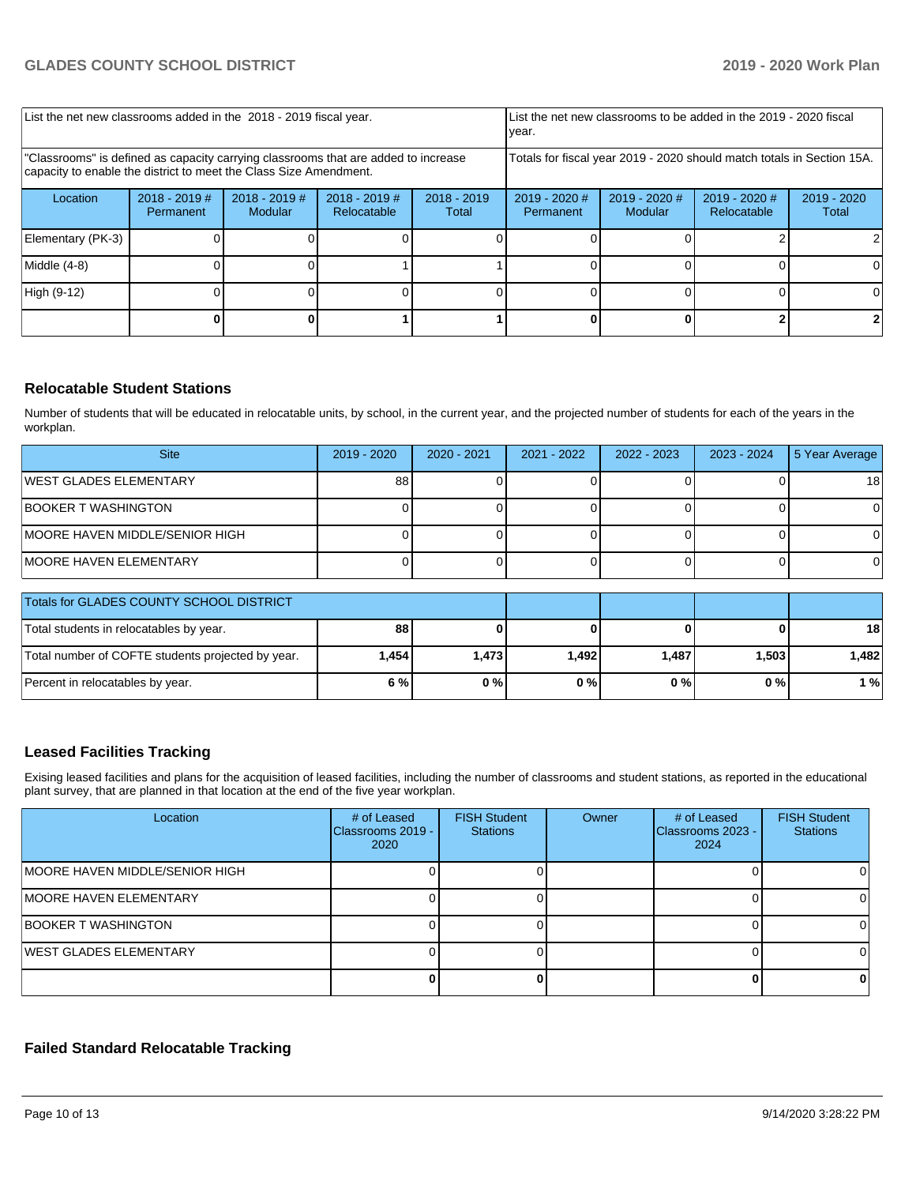| List the net new classrooms added in the 2018 - 2019 fiscal year. | | | | List the net new classrooms to be added in the 2019 - 2020 fiscal year. | | | |
|---|---|---|---|---|---|---|---|
| "Classrooms" is defined as capacity carrying classrooms that are added to increase capacity to enable the district to meet the Class Size Amendment. | | | | Totals for fiscal year 2019 - 2020 should match totals in Section 15A. | | | |
| Location | 2018 - 2019 # Permanent | 2018 - 2019 # Modular | 2018 - 2019 # Relocatable | 2018 - 2019 Total | 2019 - 2020 # Permanent | 2019 - 2020 # Modular | 2019 - 2020 # Relocatable | 2019 - 2020 Total |
| Elementary (PK-3) | 0 | 0 | 0 | 0 | 0 | 0 | 2 | 2 |
| Middle (4-8) | 0 | 0 | 1 | 1 | 0 | 0 | 0 | 0 |
| High (9-12) | 0 | 0 | 0 | 0 | 0 | 0 | 0 | 0 |
| | **0** | **0** | **1** | **1** | **0** | **0** | **2** | **2** |

## Relocatable Student Stations

Number of students that will be educated in relocatable units, by school, in the current year, and the projected number of students for each of the years in the workplan.

| Site | 2019 - 2020 | 2020 - 2021 | 2021 - 2022 | 2022 - 2023 | 2023 - 2024 | 5 Year Average |
|---|---|---|---|---|---|---|
| WEST GLADES ELEMENTARY | 88 | 0 | 0 | 0 | 0 | 18 |
| BOOKER T WASHINGTON | 0 | 0 | 0 | 0 | 0 | 0 |
| MOORE HAVEN MIDDLE/SENIOR HIGH | 0 | 0 | 0 | 0 | 0 | 0 |
| MOORE HAVEN ELEMENTARY | 0 | 0 | 0 | 0 | 0 | 0 |

| Totals for GLADES COUNTY SCHOOL DISTRICT | | | | | | |
|---|---|---|---|---|---|---|
| Total students in relocatables by year. | **88** | **0** | **0** | **0** | **0** | **18** |
| Total number of COFTE students projected by year. | **1,454** | **1,473** | **1,492** | **1,487** | **1,503** | **1,482** |
| Percent in relocatables by year. | **6 %** | **0 %** | **0 %** | **0 %** | **0 %** | **1 %** |

## Leased Facilities Tracking

Exising leased facilities and plans for the acquisition of leased facilities, including the number of classrooms and student stations, as reported in the educational plant survey, that are planned in that location at the end of the five year workplan.

| Location | # of Leased Classrooms 2019 - 2020 | FISH Student Stations | Owner | # of Leased Classrooms 2023 - 2024 | FISH Student Stations |
|---|---|---|---|---|---|
| MOORE HAVEN MIDDLE/SENIOR HIGH | 0 | 0 | | 0 | 0 |
| MOORE HAVEN ELEMENTARY | 0 | 0 | | 0 | 0 |
| BOOKER T WASHINGTON | 0 | 0 | | 0 | 0 |
| WEST GLADES ELEMENTARY | 0 | 0 | | 0 | 0 |
| | **0** | **0** | | **0** | **0** |

## Failed Standard Relocatable Tracking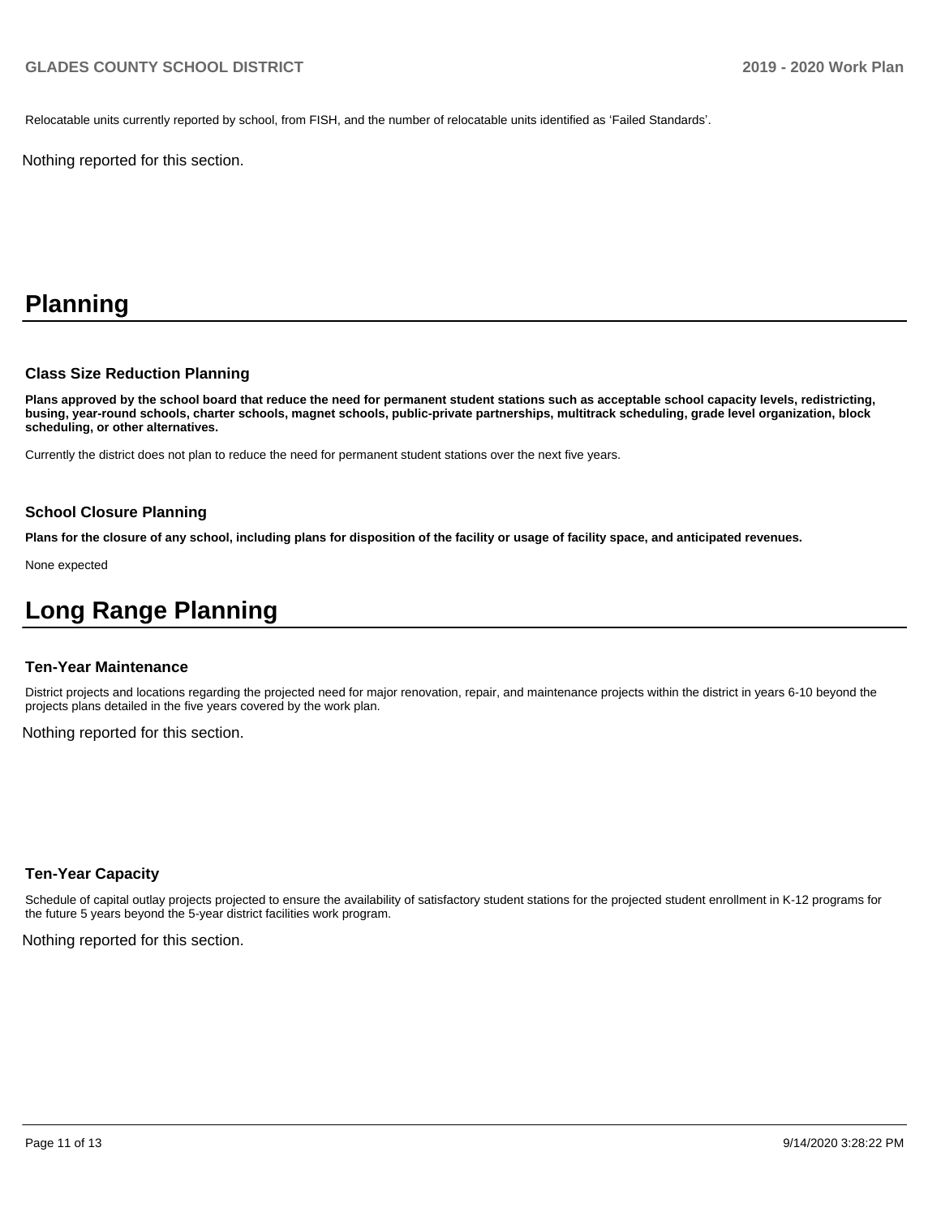Relocatable units currently reported by school, from FISH, and the number of relocatable units identified as 'Failed Standards'.

Nothing reported for this section.

# Planning

### Class Size Reduction Planning

**Plans approved by the school board that reduce the need for permanent student stations such as acceptable school capacity levels, redistricting, busing, year-round schools, charter schools, magnet schools, public-private partnerships, multitrack scheduling, grade level organization, block scheduling, or other alternatives.**

Currently the district does not plan to reduce the need for permanent student stations over the next five years.

### School Closure Planning

**Plans for the closure of any school, including plans for disposition of the facility or usage of facility space, and anticipated revenues.**

None expected

# Long Range Planning

### Ten-Year Maintenance

District projects and locations regarding the projected need for major renovation, repair, and maintenance projects within the district in years 6-10 beyond the projects plans detailed in the five years covered by the work plan.

Nothing reported for this section.

### Ten-Year Capacity

Schedule of capital outlay projects projected to ensure the availability of satisfactory student stations for the projected student enrollment in K-12 programs for the future 5 years beyond the 5-year district facilities work program.

Nothing reported for this section.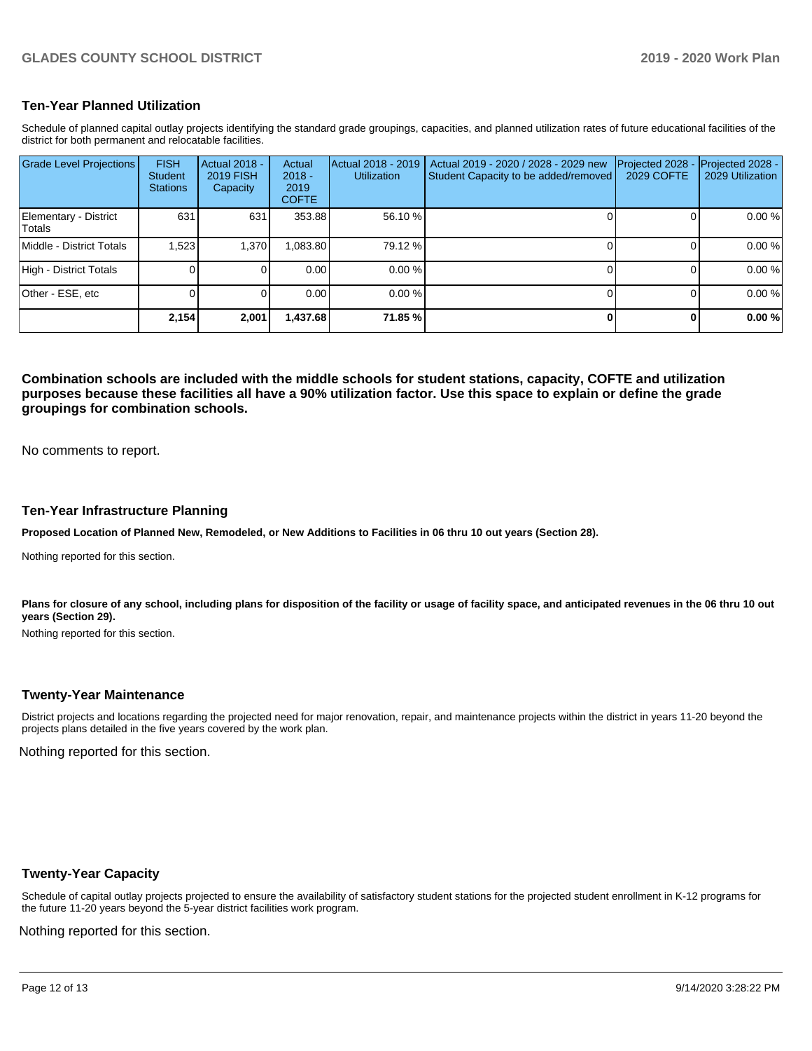## Ten-Year Planned Utilization

Schedule of planned capital outlay projects identifying the standard grade groupings, capacities, and planned utilization rates of future educational facilities of the district for both permanent and relocatable facilities.

| Grade Level Projections | FISH Student Stations | Actual 2018 - 2019 FISH Capacity | Actual 2018 - 2019 COFTE | Actual 2018 - 2019 Utilization | Actual 2019 - 2020 / 2028 - 2029 new Student Capacity to be added/removed | Projected 2028 - 2029 COFTE | Projected 2028 - 2029 Utilization |
|---|---|---|---|---|---|---|---|
| Elementary - District Totals | 631 | 631 | 353.88 | 56.10 % | 0 | 0 | 0.00 % |
| Middle - District Totals | 1,523 | 1,370 | 1,083.80 | 79.12 % | 0 | 0 | 0.00 % |
| High - District Totals | 0 | 0 | 0.00 | 0.00 % | 0 | 0 | 0.00 % |
| Other - ESE, etc | 0 | 0 | 0.00 | 0.00 % | 0 | 0 | 0.00 % |
| | **2,154** | **2,001** | **1,437.68** | **71.85 %** | **0** | **0** | **0.00 %** |

**Combination schools are included with the middle schools for student stations, capacity, COFTE and utilization purposes because these facilities all have a 90% utilization factor. Use this space to explain or define the grade groupings for combination schools.**

No comments to report.

## Ten-Year Infrastructure Planning

**Proposed Location of Planned New, Remodeled, or New Additions to Facilities in 06 thru 10 out years (Section 28).**

Nothing reported for this section.

**Plans for closure of any school, including plans for disposition of the facility or usage of facility space, and anticipated revenues in the 06 thru 10 out years (Section 29).**

Nothing reported for this section.

## Twenty-Year Maintenance

District projects and locations regarding the projected need for major renovation, repair, and maintenance projects within the district in years 11-20 beyond the projects plans detailed in the five years covered by the work plan.

Nothing reported for this section.

## Twenty-Year Capacity

Schedule of capital outlay projects projected to ensure the availability of satisfactory student stations for the projected student enrollment in K-12 programs for the future 11-20 years beyond the 5-year district facilities work program.

Nothing reported for this section.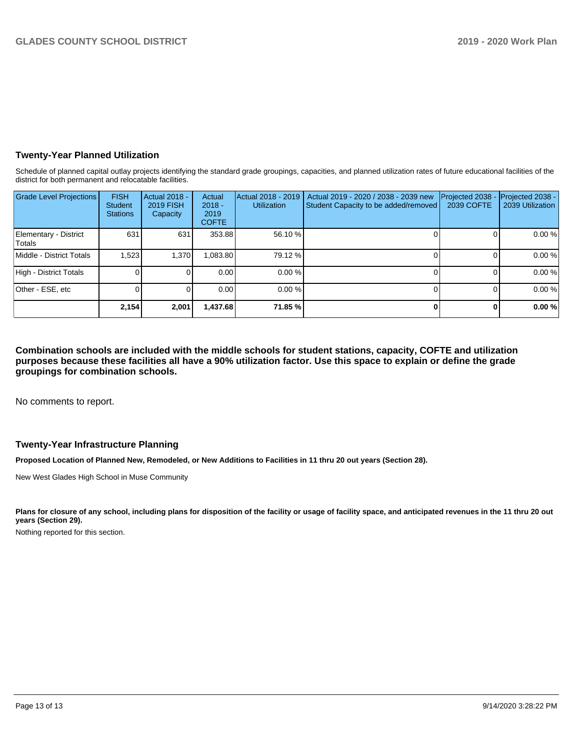## Twenty-Year Planned Utilization

Schedule of planned capital outlay projects identifying the standard grade groupings, capacities, and planned utilization rates of future educational facilities of the district for both permanent and relocatable facilities.

| Grade Level Projections | FISH Student Stations | Actual 2018 - 2019 FISH Capacity | Actual 2018 - 2019 COFTE | Actual 2018 - 2019 Utilization | Actual 2019 - 2020 / 2038 - 2039 new Student Capacity to be added/removed | Projected 2038 - 2039 COFTE | Projected 2038 - 2039 Utilization |
|---|---|---|---|---|---|---|---|
| Elementary - District Totals | 631 | 631 | 353.88 | 56.10 % | 0 | 0 | 0.00 % |
| Middle - District Totals | 1,523 | 1,370 | 1,083.80 | 79.12 % | 0 | 0 | 0.00 % |
| High - District Totals | 0 | 0 | 0.00 | 0.00 % | 0 | 0 | 0.00 % |
| Other - ESE, etc | 0 | 0 | 0.00 | 0.00 % | 0 | 0 | 0.00 % |
| | **2,154** | **2,001** | **1,437.68** | **71.85 %** | **0** | **0** | **0.00 %** |

**Combination schools are included with the middle schools for student stations, capacity, COFTE and utilization purposes because these facilities all have a 90% utilization factor. Use this space to explain or define the grade groupings for combination schools.**

No comments to report.

## Twenty-Year Infrastructure Planning

**Proposed Location of Planned New, Remodeled, or New Additions to Facilities in 11 thru 20 out years (Section 28).**

New West Glades High School in Muse Community

**Plans for closure of any school, including plans for disposition of the facility or usage of facility space, and anticipated revenues in the 11 thru 20 out years (Section 29).**

Nothing reported for this section.